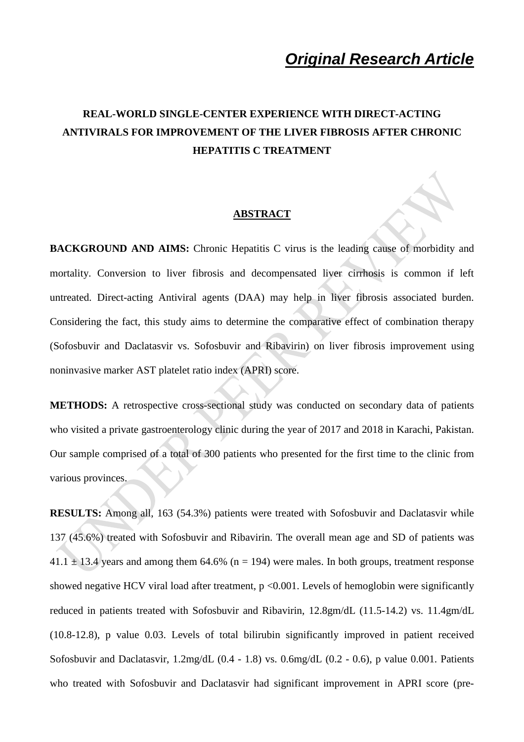# *Original Research Article*

## REAL-WORLD SINGLE-CENTER EXPERIENCE WITH DIRECT-ACTING ANTIVIRALS FOR IMPROVEMENT OF THE LIVER FIBROSIS AFTER CHRONIC HEPATITIS C TREATMENT

### ABSTRACT

**BACKGROUND AND AIMS:** Chronic Hepatitis C virus is the leading cause of morbidity and mortality. Conversion to liver fibrosis and decompensated liver cirrhosis is common if left untreated. Direct-acting Antiviral agents (DAA) may help in liver fibrosis associated burden. Considering the fact, this study aims to determine the comparative effect of combination therapy (Sofosbuvir and Daclatasvir vs. Sofosbuvir and Ribavirin) on liver fibrosis improvement using noninvasive marker AST platelet ratio index (APRI) score.

**METHODS:** A retrospective cross-sectional study was conducted on secondary data of patients who visited a private gastroenterology clinic during the year of 2017 and 2018 in Karachi, Pakistan. Our sample comprised of a total of 300 patients who presented for the first time to the clinic from various provinces.

**RESULTS:** Among all, 163 (54.3%) patients were treated with Sofosbuvir and Daclatasvir while 137 (45.6%) treated with Sofosbuvir and Ribavirin. The overall mean age and SD of patients was $41.1 \pm 13.4$ years and among them 64.6% (n = 194) were males. In both groups, treatment response showed negative HCV viral load after treatment, $p < 0.001$. Levels of hemoglobin were significantly reduced in patients treated with Sofosbuvir and Ribavirin, 12.8gm/dL (11.5-14.2) vs. 11.4gm/dL (10.8-12.8), p value 0.03. Levels of total bilirubin significantly improved in patient received Sofosbuvir and Daclatasvir, 1.2mg/dL (0.4 - 1.8) vs. 0.6mg/dL (0.2 - 0.6), p value 0.001. Patients who treated with Sofosbuvir and Daclatasvir had significant improvement in APRI score (pre-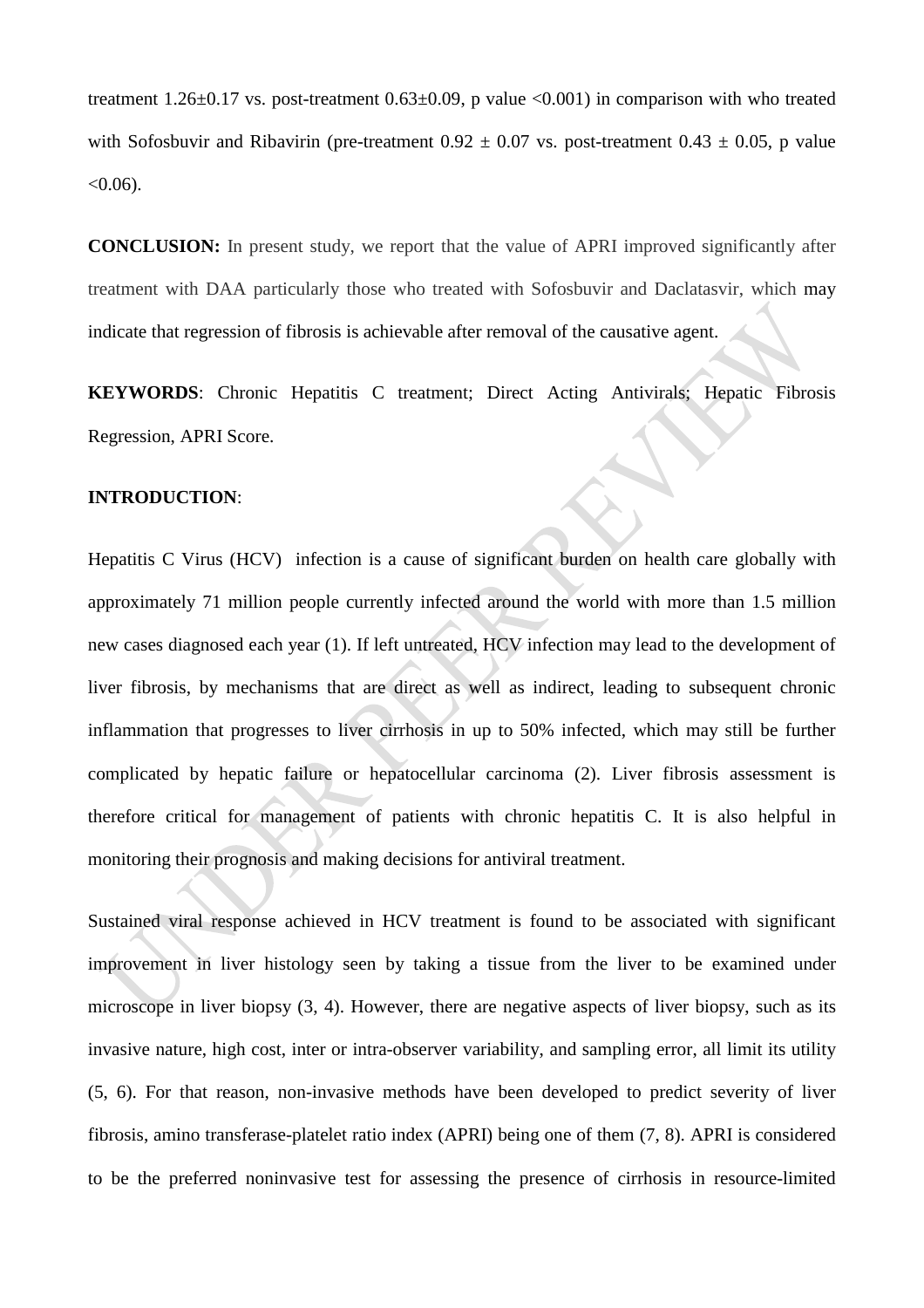treatment 1.26±0.17 vs. post-treatment 0.63±0.09, p value <0.001) in comparison with who treated with Sofosbuvir and Ribavirin (pre-treatment 0.92 ± 0.07 vs. post-treatment 0.43 ± 0.05, p value <0.06).

**CONCLUSION:** In present study, we report that the value of APRI improved significantly after treatment with DAA particularly those who treated with Sofosbuvir and Daclatasvir, which may indicate that regression of fibrosis is achievable after removal of the causative agent.

**KEYWORDS**: Chronic Hepatitis C treatment; Direct Acting Antivirals; Hepatic Fibrosis Regression, APRI Score.

**INTRODUCTION**:

Hepatitis C Virus (HCV) infection is a cause of significant burden on health care globally with approximately 71 million people currently infected around the world with more than 1.5 million new cases diagnosed each year (1). If left untreated, HCV infection may lead to the development of liver fibrosis, by mechanisms that are direct as well as indirect, leading to subsequent chronic inflammation that progresses to liver cirrhosis in up to 50% infected, which may still be further complicated by hepatic failure or hepatocellular carcinoma (2). Liver fibrosis assessment is therefore critical for management of patients with chronic hepatitis C. It is also helpful in monitoring their prognosis and making decisions for antiviral treatment.

Sustained viral response achieved in HCV treatment is found to be associated with significant improvement in liver histology seen by taking a tissue from the liver to be examined under microscope in liver biopsy (3, 4). However, there are negative aspects of liver biopsy, such as its invasive nature, high cost, inter or intra-observer variability, and sampling error, all limit its utility (5, 6). For that reason, non-invasive methods have been developed to predict severity of liver fibrosis, amino transferase-platelet ratio index (APRI) being one of them (7, 8). APRI is considered to be the preferred noninvasive test for assessing the presence of cirrhosis in resource-limited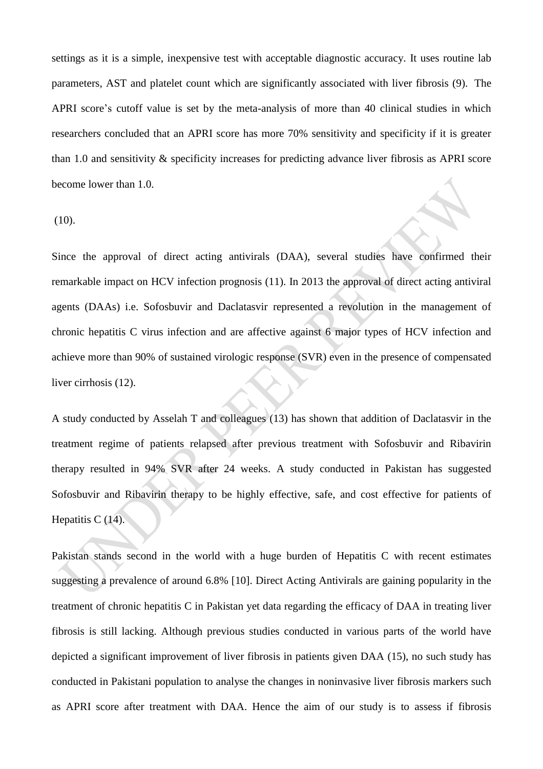settings as it is a simple, inexpensive test with acceptable diagnostic accuracy. It uses routine lab parameters, AST and platelet count which are significantly associated with liver fibrosis (9). The APRI score's cutoff value is set by the meta-analysis of more than 40 clinical studies in which researchers concluded that an APRI score has more 70% sensitivity and specificity if it is greater than 1.0 and sensitivity & specificity increases for predicting advance liver fibrosis as APRI score become lower than 1.0.

(10).

Since the approval of direct acting antivirals (DAA), several studies have confirmed their remarkable impact on HCV infection prognosis (11). In 2013 the approval of direct acting antiviral agents (DAAs) i.e. Sofosbuvir and Daclatasvir represented a revolution in the management of chronic hepatitis C virus infection and are affective against 6 major types of HCV infection and achieve more than 90% of sustained virologic response (SVR) even in the presence of compensated liver cirrhosis (12).

A study conducted by Asselah T and colleagues (13) has shown that addition of Daclatasvir in the treatment regime of patients relapsed after previous treatment with Sofosbuvir and Ribavirin therapy resulted in 94% SVR after 24 weeks. A study conducted in Pakistan has suggested Sofosbuvir and Ribavirin therapy to be highly effective, safe, and cost effective for patients of Hepatitis C (14).

Pakistan stands second in the world with a huge burden of Hepatitis C with recent estimates suggesting a prevalence of around 6.8% [10]. Direct Acting Antivirals are gaining popularity in the treatment of chronic hepatitis C in Pakistan yet data regarding the efficacy of DAA in treating liver fibrosis is still lacking. Although previous studies conducted in various parts of the world have depicted a significant improvement of liver fibrosis in patients given DAA (15), no such study has conducted in Pakistani population to analyse the changes in noninvasive liver fibrosis markers such as APRI score after treatment with DAA. Hence the aim of our study is to assess if fibrosis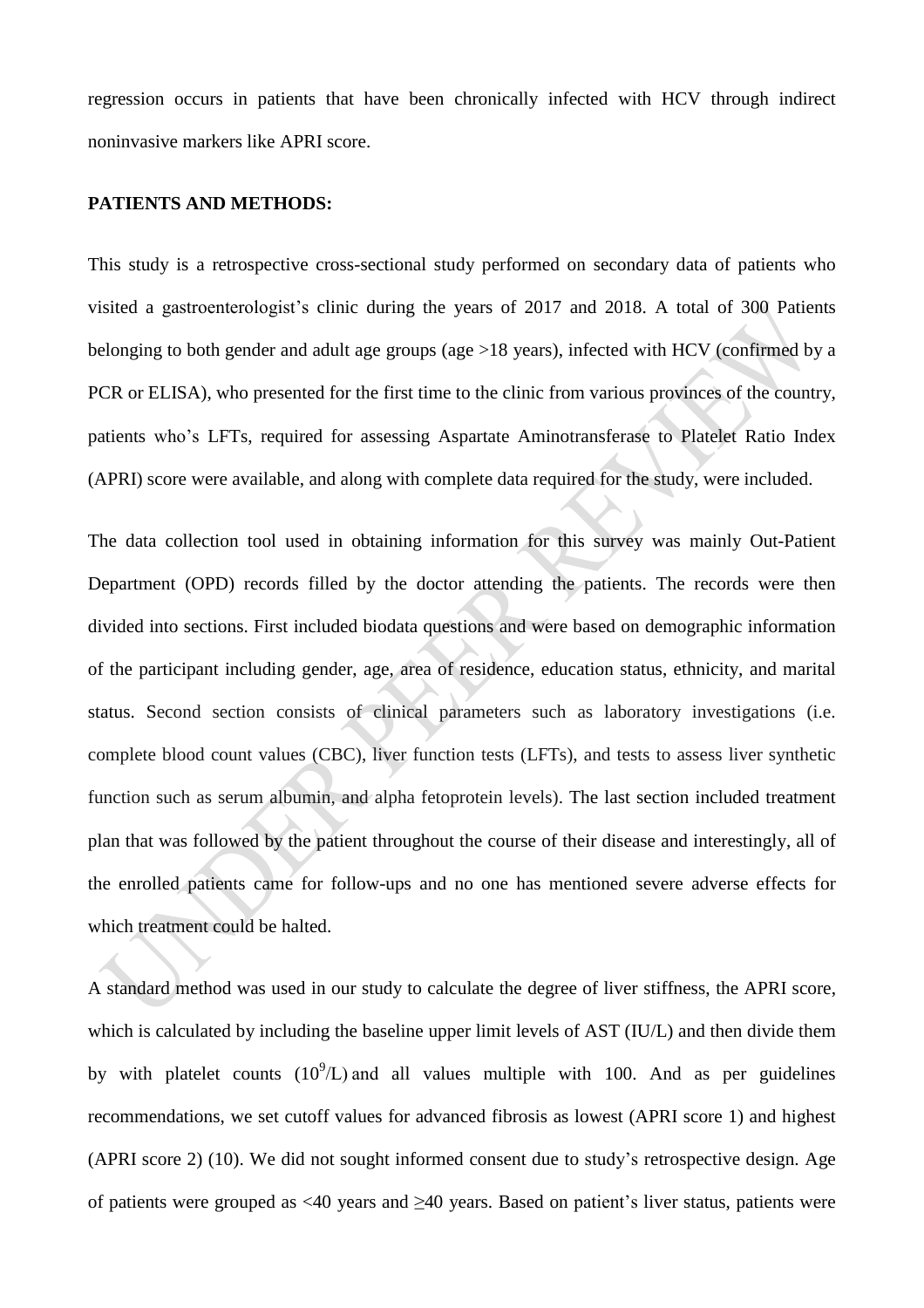regression occurs in patients that have been chronically infected with HCV through indirect noninvasive markers like APRI score.

**PATIENTS AND METHODS:**

This study is a retrospective cross-sectional study performed on secondary data of patients who visited a gastroenterologist's clinic during the years of 2017 and 2018. A total of 300 Patients belonging to both gender and adult age groups (age >18 years), infected with HCV (confirmed by a PCR or ELISA), who presented for the first time to the clinic from various provinces of the country, patients who's LFTs, required for assessing Aspartate Aminotransferase to Platelet Ratio Index (APRI) score were available, and along with complete data required for the study, were included.

The data collection tool used in obtaining information for this survey was mainly Out-Patient Department (OPD) records filled by the doctor attending the patients. The records were then divided into sections. First included biodata questions and were based on demographic information of the participant including gender, age, area of residence, education status, ethnicity, and marital status. Second section consists of clinical parameters such as laboratory investigations (i.e. complete blood count values (CBC), liver function tests (LFTs), and tests to assess liver synthetic function such as serum albumin, and alpha fetoprotein levels). The last section included treatment plan that was followed by the patient throughout the course of their disease and interestingly, all of the enrolled patients came for follow-ups and no one has mentioned severe adverse effects for which treatment could be halted.

A standard method was used in our study to calculate the degree of liver stiffness, the APRI score, which is calculated by including the baseline upper limit levels of AST (IU/L) and then divide them by with platelet counts ($10^9$/L) and all values multiple with 100. And as per guidelines recommendations, we set cutoff values for advanced fibrosis as lowest (APRI score 1) and highest (APRI score 2) (10). We did not sought informed consent due to study's retrospective design. Age of patients were grouped as <40 years and ≥40 years. Based on patient's liver status, patients were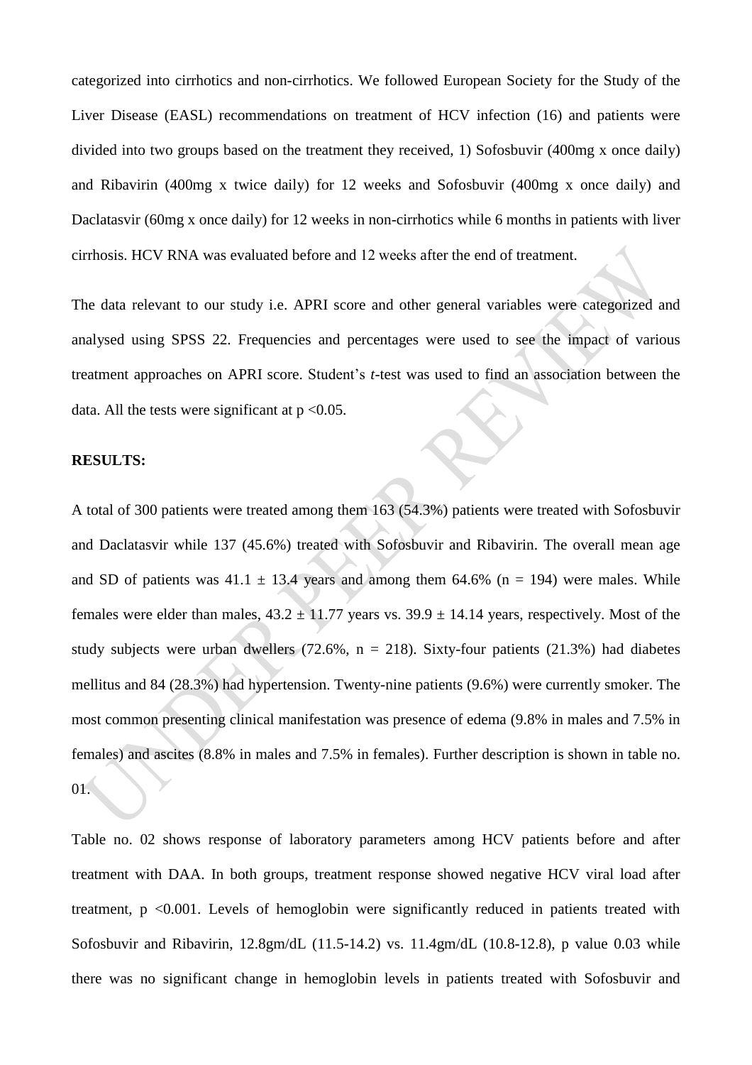categorized into cirrhotics and non-cirrhotics. We followed European Society for the Study of the Liver Disease (EASL) recommendations on treatment of HCV infection (16) and patients were divided into two groups based on the treatment they received, 1) Sofosbuvir (400mg x once daily) and Ribavirin (400mg x twice daily) for 12 weeks and Sofosbuvir (400mg x once daily) and Daclatasvir (60mg x once daily) for 12 weeks in non-cirrhotics while 6 months in patients with liver cirrhosis. HCV RNA was evaluated before and 12 weeks after the end of treatment.

The data relevant to our study i.e. APRI score and other general variables were categorized and analysed using SPSS 22. Frequencies and percentages were used to see the impact of various treatment approaches on APRI score. Student's *t*-test was used to find an association between the data. All the tests were significant at $p < 0.05$.

**RESULTS:**

A total of 300 patients were treated among them 163 (54.3%) patients were treated with Sofosbuvir and Daclatasvir while 137 (45.6%) treated with Sofosbuvir and Ribavirin. The overall mean age and SD of patients was $41.1 \pm 13.4$ years and among them 64.6% (n = 194) were males. While females were elder than males, $43.2 \pm 11.77$ years vs. $39.9 \pm 14.14$ years, respectively. Most of the study subjects were urban dwellers (72.6%, n = 218). Sixty-four patients (21.3%) had diabetes mellitus and 84 (28.3%) had hypertension. Twenty-nine patients (9.6%) were currently smoker. The most common presenting clinical manifestation was presence of edema (9.8% in males and 7.5% in females) and ascites (8.8% in males and 7.5% in females). Further description is shown in table no. 01.

Table no. 02 shows response of laboratory parameters among HCV patients before and after treatment with DAA. In both groups, treatment response showed negative HCV viral load after treatment, $p < 0.001$. Levels of hemoglobin were significantly reduced in patients treated with Sofosbuvir and Ribavirin, 12.8gm/dL (11.5-14.2) vs. 11.4gm/dL (10.8-12.8), p value 0.03 while there was no significant change in hemoglobin levels in patients treated with Sofosbuvir and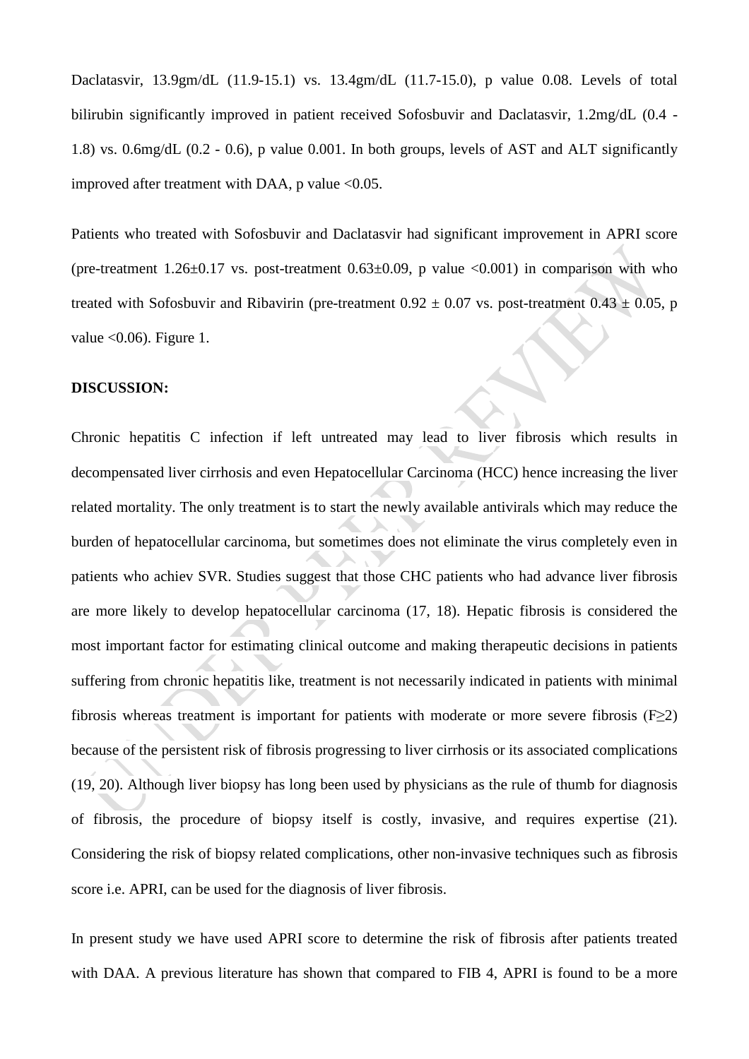Daclatasvir, 13.9gm/dL (11.9-15.1) vs. 13.4gm/dL (11.7-15.0), p value 0.08. Levels of total bilirubin significantly improved in patient received Sofosbuvir and Daclatasvir, 1.2mg/dL (0.4 - 1.8) vs. 0.6mg/dL (0.2 - 0.6), p value 0.001. In both groups, levels of AST and ALT significantly improved after treatment with DAA, p value <0.05.

Patients who treated with Sofosbuvir and Daclatasvir had significant improvement in APRI score (pre-treatment $1.26 \pm 0.17$ vs. post-treatment $0.63 \pm 0.09$, p value <0.001) in comparison with who treated with Sofosbuvir and Ribavirin (pre-treatment $0.92 \pm 0.07$ vs. post-treatment $0.43 \pm 0.05$, p value <0.06). Figure 1.

**DISCUSSION:**

Chronic hepatitis C infection if left untreated may lead to liver fibrosis which results in decompensated liver cirrhosis and even Hepatocellular Carcinoma (HCC) hence increasing the liver related mortality. The only treatment is to start the newly available antivirals which may reduce the burden of hepatocellular carcinoma, but sometimes does not eliminate the virus completely even in patients who achiev SVR. Studies suggest that those CHC patients who had advance liver fibrosis are more likely to develop hepatocellular carcinoma (17, 18). Hepatic fibrosis is considered the most important factor for estimating clinical outcome and making therapeutic decisions in patients suffering from chronic hepatitis like, treatment is not necessarily indicated in patients with minimal fibrosis whereas treatment is important for patients with moderate or more severe fibrosis (F≥2) because of the persistent risk of fibrosis progressing to liver cirrhosis or its associated complications (19, 20). Although liver biopsy has long been used by physicians as the rule of thumb for diagnosis of fibrosis, the procedure of biopsy itself is costly, invasive, and requires expertise (21). Considering the risk of biopsy related complications, other non-invasive techniques such as fibrosis score i.e. APRI, can be used for the diagnosis of liver fibrosis.

In present study we have used APRI score to determine the risk of fibrosis after patients treated with DAA. A previous literature has shown that compared to FIB 4, APRI is found to be a more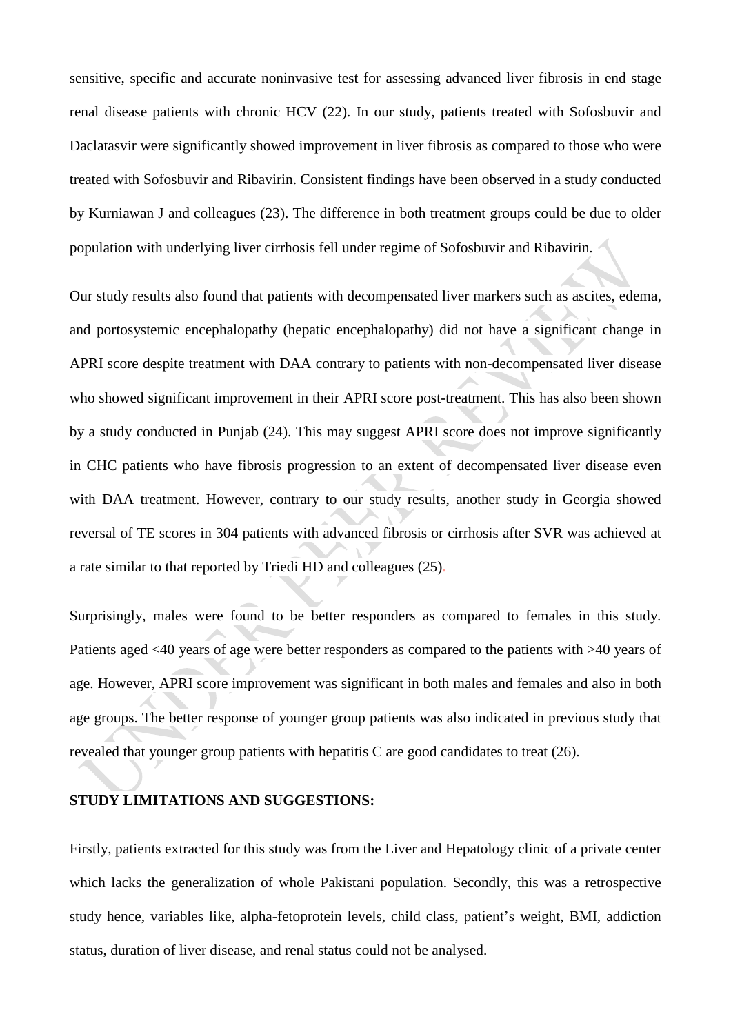sensitive, specific and accurate noninvasive test for assessing advanced liver fibrosis in end stage renal disease patients with chronic HCV (22). In our study, patients treated with Sofosbuvir and Daclatasvir were significantly showed improvement in liver fibrosis as compared to those who were treated with Sofosbuvir and Ribavirin. Consistent findings have been observed in a study conducted by Kurniawan J and colleagues (23). The difference in both treatment groups could be due to older population with underlying liver cirrhosis fell under regime of Sofosbuvir and Ribavirin.

Our study results also found that patients with decompensated liver markers such as ascites, edema, and portosystemic encephalopathy (hepatic encephalopathy) did not have a significant change in APRI score despite treatment with DAA contrary to patients with non-decompensated liver disease who showed significant improvement in their APRI score post-treatment. This has also been shown by a study conducted in Punjab (24). This may suggest APRI score does not improve significantly in CHC patients who have fibrosis progression to an extent of decompensated liver disease even with DAA treatment. However, contrary to our study results, another study in Georgia showed reversal of TE scores in 304 patients with advanced fibrosis or cirrhosis after SVR was achieved at a rate similar to that reported by Triedi HD and colleagues (25).

Surprisingly, males were found to be better responders as compared to females in this study. Patients aged <40 years of age were better responders as compared to the patients with >40 years of age. However, APRI score improvement was significant in both males and females and also in both age groups. The better response of younger group patients was also indicated in previous study that revealed that younger group patients with hepatitis C are good candidates to treat (26).

## STUDY LIMITATIONS AND SUGGESTIONS:

Firstly, patients extracted for this study was from the Liver and Hepatology clinic of a private center which lacks the generalization of whole Pakistani population. Secondly, this was a retrospective study hence, variables like, alpha-fetoprotein levels, child class, patient's weight, BMI, addiction status, duration of liver disease, and renal status could not be analysed.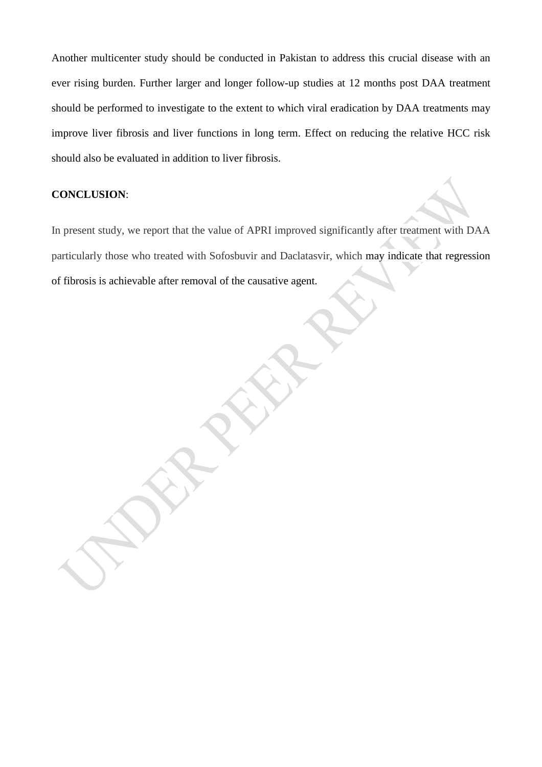Another multicenter study should be conducted in Pakistan to address this crucial disease with an ever rising burden. Further larger and longer follow-up studies at 12 months post DAA treatment should be performed to investigate to the extent to which viral eradication by DAA treatments may improve liver fibrosis and liver functions in long term. Effect on reducing the relative HCC risk should also be evaluated in addition to liver fibrosis.

**CONCLUSION**:

In present study, we report that the value of APRI improved significantly after treatment with DAA particularly those who treated with Sofosbuvir and Daclatasvir, which may indicate that regression of fibrosis is achievable after removal of the causative agent.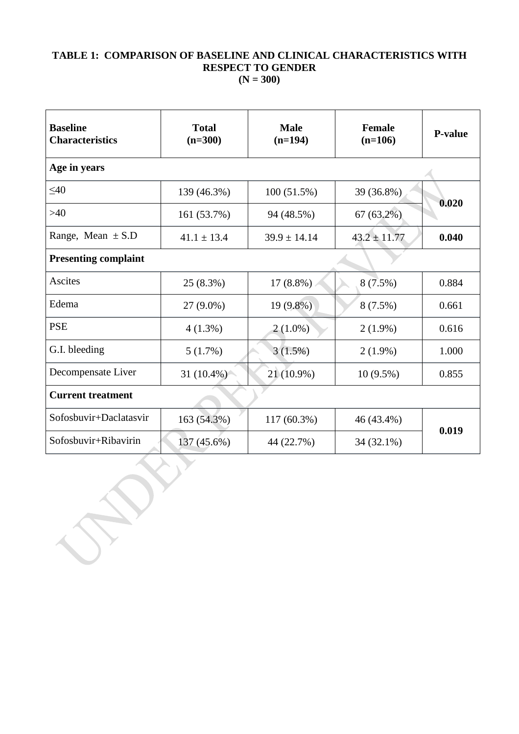**TABLE 1: COMPARISON OF BASELINE AND CLINICAL CHARACTERISTICS WITH RESPECT TO GENDER**
**(N = 300)**

| **Baseline Characteristics** | **Total (n=300)** | **Male (n=194)** | **Female (n=106)** | **P-value** |
|---|---|---|---|---|
| **Age in years** | | | | |
| ≤40 | 139 (46.3%) | 100 (51.5%) | 39 (36.8%) | **0.020** |
| >40 | 161 (53.7%) | 94 (48.5%) | 67 (63.2%) | |
| Range, Mean ± S.D | 41.1 ± 13.4 | 39.9 ± 14.14 | 43.2 ± 11.77 | **0.040** |
| **Presenting complaint** | | | | |
| Ascites | 25 (8.3%) | 17 (8.8%) | 8 (7.5%) | 0.884 |
| Edema | 27 (9.0%) | 19 (9.8%) | 8 (7.5%) | 0.661 |
| PSE | 4 (1.3%) | 2 (1.0%) | 2 (1.9%) | 0.616 |
| G.I. bleeding | 5 (1.7%) | 3 (1.5%) | 2 (1.9%) | 1.000 |
| Decompensate Liver | 31 (10.4%) | 21 (10.9%) | 10 (9.5%) | 0.855 |
| **Current treatment** | | | | |
| Sofosbuvir+Daclatasvir | 163 (54.3%) | 117 (60.3%) | 46 (43.4%) | **0.019** |
| Sofosbuvir+Ribavirin | 137 (45.6%) | 44 (22.7%) | 34 (32.1%) | |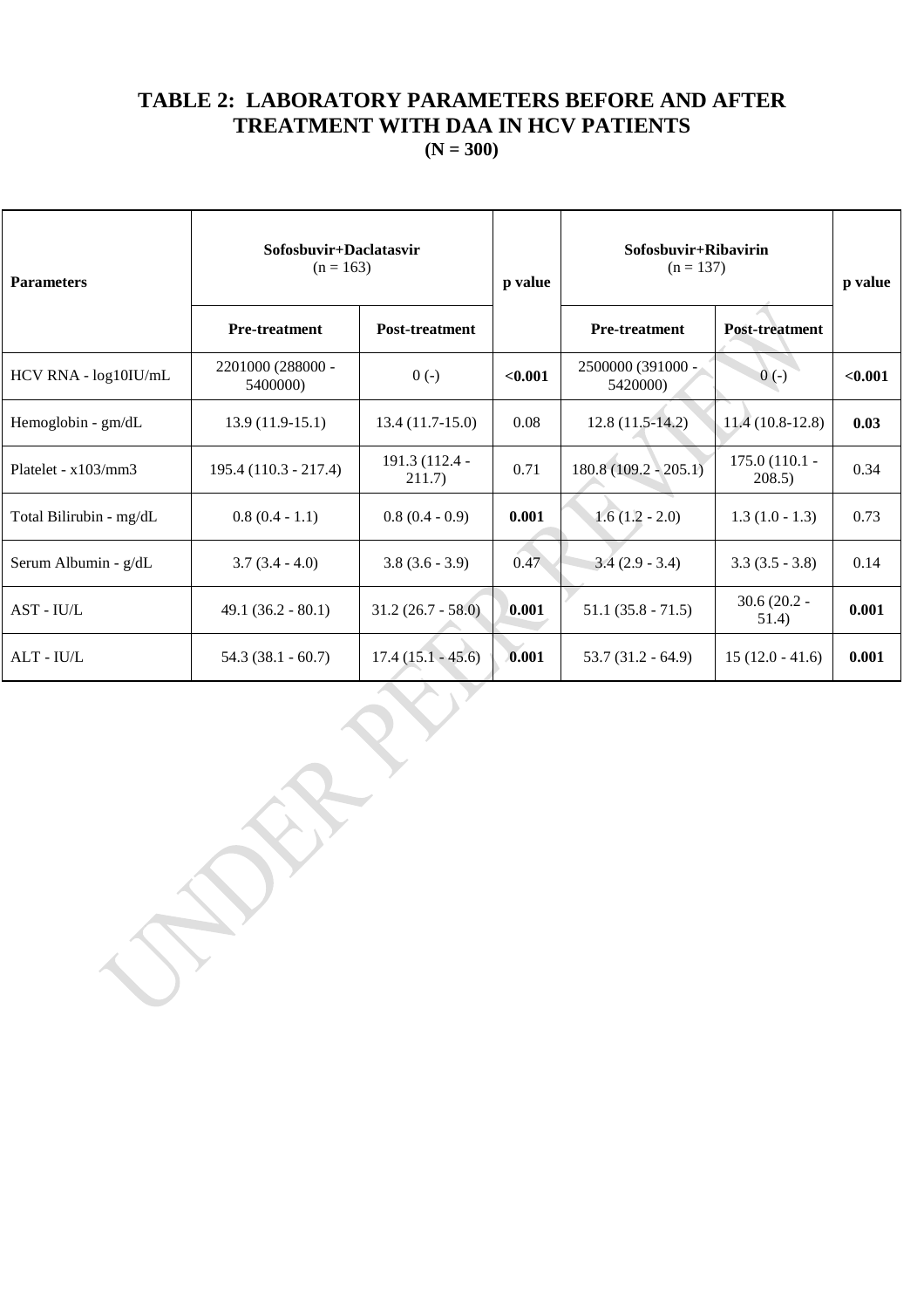# TABLE 2: LABORATORY PARAMETERS BEFORE AND AFTER TREATMENT WITH DAA IN HCV PATIENTS
**(N = 300)**

| **Parameters** | **Sofosbuvir+Daclatasvir** (n = 163) | | **p value** | **Sofosbuvir+Ribavirin** (n = 137) | | **p value** |
|---|---|---|---|---|---|---|
| | **Pre-treatment** | **Post-treatment** | | **Pre-treatment** | **Post-treatment** | |
| HCV RNA - log10IU/mL | 2201000 (288000 - 5400000) | 0 (-) | **<0.001** | 2500000 (391000 - 5420000) | 0 (-) | **<0.001** |
| Hemoglobin - gm/dL | 13.9 (11.9-15.1) | 13.4 (11.7-15.0) | 0.08 | 12.8 (11.5-14.2) | 11.4 (10.8-12.8) | **0.03** |
| Platelet - x103/mm3 | 195.4 (110.3 - 217.4) | 191.3 (112.4 - 211.7) | 0.71 | 180.8 (109.2 - 205.1) | 175.0 (110.1 - 208.5) | 0.34 |
| Total Bilirubin - mg/dL | 0.8 (0.4 - 1.1) | 0.8 (0.4 - 0.9) | **0.001** | 1.6 (1.2 - 2.0) | 1.3 (1.0 - 1.3) | 0.73 |
| Serum Albumin - g/dL | 3.7 (3.4 - 4.0) | 3.8 (3.6 - 3.9) | 0.47 | 3.4 (2.9 - 3.4) | 3.3 (3.5 - 3.8) | 0.14 |
| AST - IU/L | 49.1 (36.2 - 80.1) | 31.2 (26.7 - 58.0) | **0.001** | 51.1 (35.8 - 71.5) | 30.6 (20.2 - 51.4) | **0.001** |
| ALT - IU/L | 54.3 (38.1 - 60.7) | 17.4 (15.1 - 45.6) | **0.001** | 53.7 (31.2 - 64.9) | 15 (12.0 - 41.6) | **0.001** |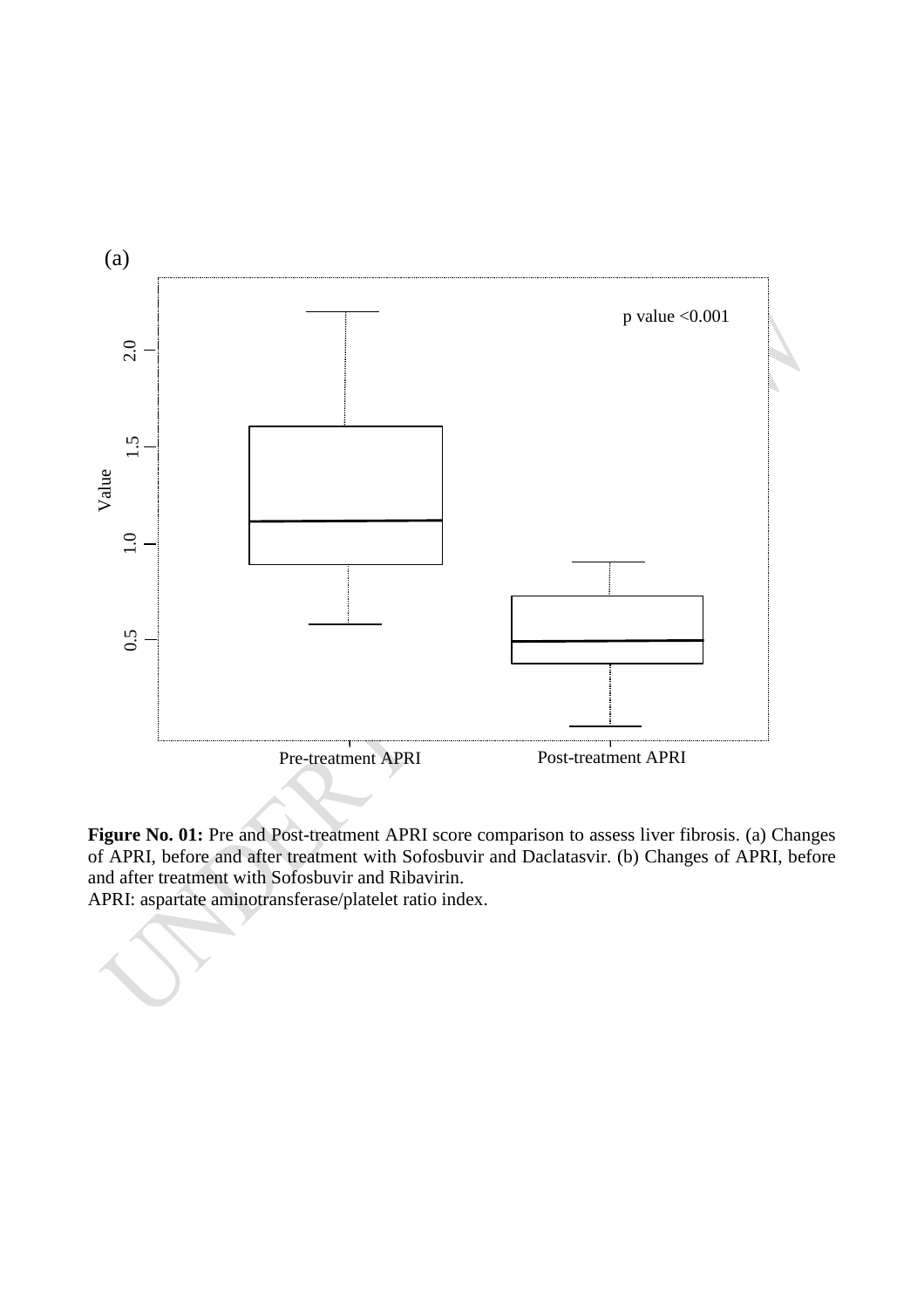(a)

**Figure No. 01:** Pre and Post-treatment APRI score comparison to assess liver fibrosis. (a) Changes of APRI, before and after treatment with Sofosbuvir and Daclatasvir. (b) Changes of APRI, before and after treatment with Sofosbuvir and Ribavirin.

APRI: aspartate aminotransferase/platelet ratio index.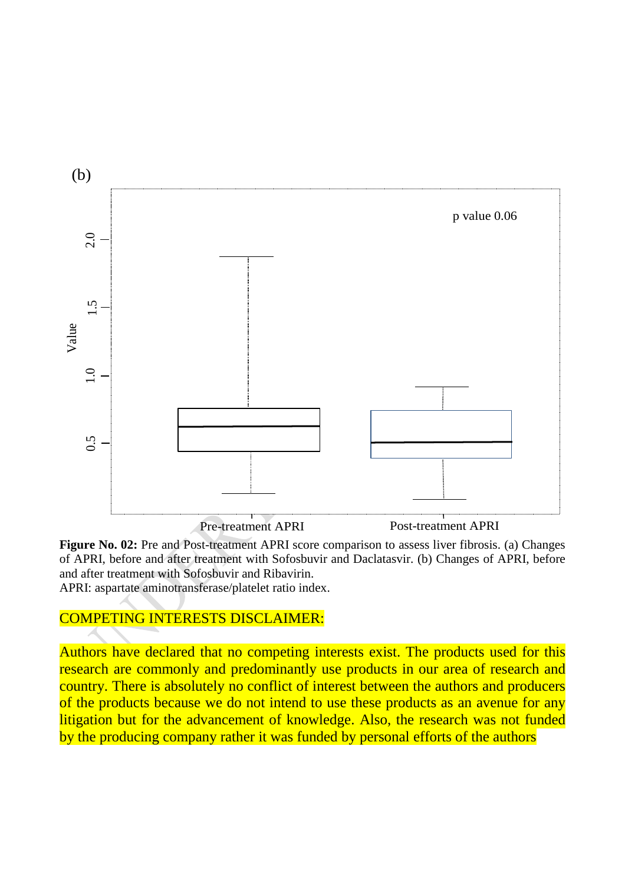(b)

**Figure No. 02:** Pre and Post-treatment APRI score comparison to assess liver fibrosis. (a) Changes of APRI, before and after treatment with Sofosbuvir and Daclatasvir. (b) Changes of APRI, before and after treatment with Sofosbuvir and Ribavirin.

APRI: aspartate aminotransferase/platelet ratio index.

## COMPETING INTERESTS DISCLAIMER:

Authors have declared that no competing interests exist. The products used for this research are commonly and predominantly use products in our area of research and country. There is absolutely no conflict of interest between the authors and producers of the products because we do not intend to use these products as an avenue for any litigation but for the advancement of knowledge. Also, the research was not funded by the producing company rather it was funded by personal efforts of the authors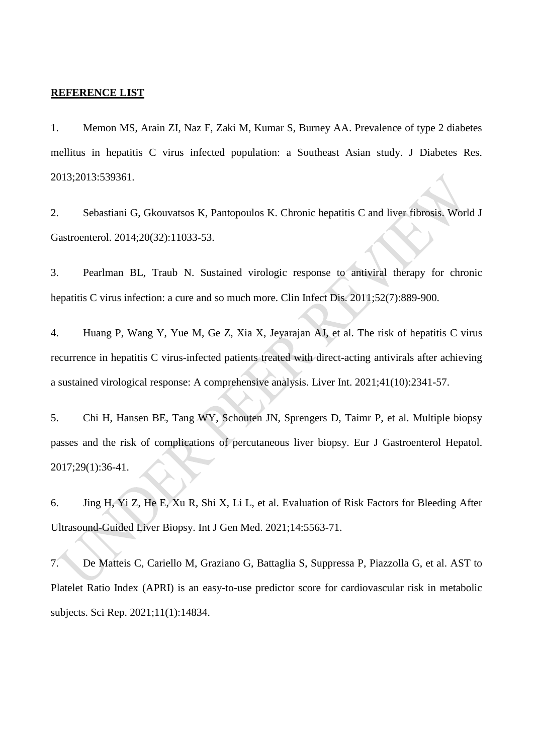**REFERENCE LIST**

1. Memon MS, Arain ZI, Naz F, Zaki M, Kumar S, Burney AA. Prevalence of type 2 diabetes mellitus in hepatitis C virus infected population: a Southeast Asian study. J Diabetes Res. 2013;2013:539361.

2. Sebastiani G, Gkouvatsos K, Pantopoulos K. Chronic hepatitis C and liver fibrosis. World J Gastroenterol. 2014;20(32):11033-53.

3. Pearlman BL, Traub N. Sustained virologic response to antiviral therapy for chronic hepatitis C virus infection: a cure and so much more. Clin Infect Dis. 2011;52(7):889-900.

4. Huang P, Wang Y, Yue M, Ge Z, Xia X, Jeyarajan AJ, et al. The risk of hepatitis C virus recurrence in hepatitis C virus-infected patients treated with direct-acting antivirals after achieving a sustained virological response: A comprehensive analysis. Liver Int. 2021;41(10):2341-57.

5. Chi H, Hansen BE, Tang WY, Schouten JN, Sprengers D, Taimr P, et al. Multiple biopsy passes and the risk of complications of percutaneous liver biopsy. Eur J Gastroenterol Hepatol. 2017;29(1):36-41.

6. Jing H, Yi Z, He E, Xu R, Shi X, Li L, et al. Evaluation of Risk Factors for Bleeding After Ultrasound-Guided Liver Biopsy. Int J Gen Med. 2021;14:5563-71.

7. De Matteis C, Cariello M, Graziano G, Battaglia S, Suppressa P, Piazzolla G, et al. AST to Platelet Ratio Index (APRI) is an easy-to-use predictor score for cardiovascular risk in metabolic subjects. Sci Rep. 2021;11(1):14834.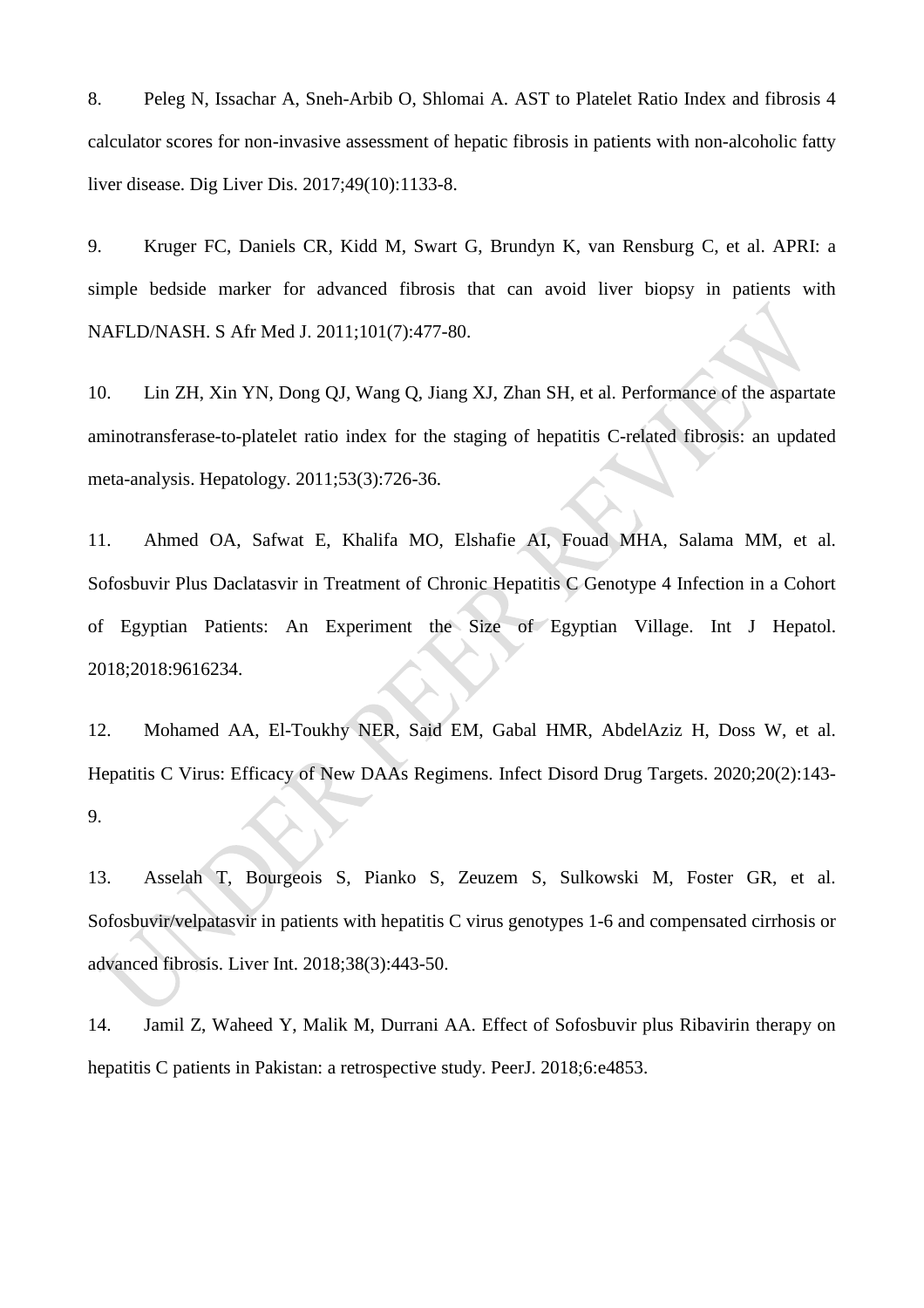8. Peleg N, Issachar A, Sneh-Arbib O, Shlomai A. AST to Platelet Ratio Index and fibrosis 4 calculator scores for non-invasive assessment of hepatic fibrosis in patients with non-alcoholic fatty liver disease. Dig Liver Dis. 2017;49(10):1133-8.

9. Kruger FC, Daniels CR, Kidd M, Swart G, Brundyn K, van Rensburg C, et al. APRI: a simple bedside marker for advanced fibrosis that can avoid liver biopsy in patients with NAFLD/NASH. S Afr Med J. 2011;101(7):477-80.

10. Lin ZH, Xin YN, Dong QJ, Wang Q, Jiang XJ, Zhan SH, et al. Performance of the aspartate aminotransferase-to-platelet ratio index for the staging of hepatitis C-related fibrosis: an updated meta-analysis. Hepatology. 2011;53(3):726-36.

11. Ahmed OA, Safwat E, Khalifa MO, Elshafie AI, Fouad MHA, Salama MM, et al. Sofosbuvir Plus Daclatasvir in Treatment of Chronic Hepatitis C Genotype 4 Infection in a Cohort of Egyptian Patients: An Experiment the Size of Egyptian Village. Int J Hepatol. 2018;2018:9616234.

12. Mohamed AA, El-Toukhy NER, Said EM, Gabal HMR, AbdelAziz H, Doss W, et al. Hepatitis C Virus: Efficacy of New DAAs Regimens. Infect Disord Drug Targets. 2020;20(2):143-9.

13. Asselah T, Bourgeois S, Pianko S, Zeuzem S, Sulkowski M, Foster GR, et al. Sofosbuvir/velpatasvir in patients with hepatitis C virus genotypes 1-6 and compensated cirrhosis or advanced fibrosis. Liver Int. 2018;38(3):443-50.

14. Jamil Z, Waheed Y, Malik M, Durrani AA. Effect of Sofosbuvir plus Ribavirin therapy on hepatitis C patients in Pakistan: a retrospective study. PeerJ. 2018;6:e4853.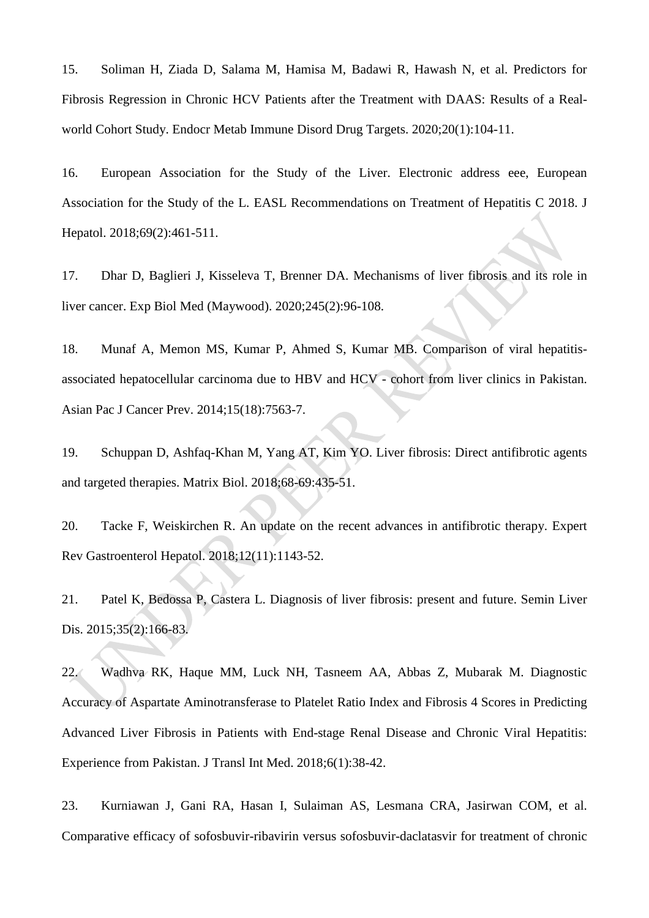15. Soliman H, Ziada D, Salama M, Hamisa M, Badawi R, Hawash N, et al. Predictors for Fibrosis Regression in Chronic HCV Patients after the Treatment with DAAS: Results of a Real-world Cohort Study. Endocr Metab Immune Disord Drug Targets. 2020;20(1):104-11.

16. European Association for the Study of the Liver. Electronic address eee, European Association for the Study of the L. EASL Recommendations on Treatment of Hepatitis C 2018. J Hepatol. 2018;69(2):461-511.

17. Dhar D, Baglieri J, Kisseleva T, Brenner DA. Mechanisms of liver fibrosis and its role in liver cancer. Exp Biol Med (Maywood). 2020;245(2):96-108.

18. Munaf A, Memon MS, Kumar P, Ahmed S, Kumar MB. Comparison of viral hepatitis-associated hepatocellular carcinoma due to HBV and HCV - cohort from liver clinics in Pakistan. Asian Pac J Cancer Prev. 2014;15(18):7563-7.

19. Schuppan D, Ashfaq-Khan M, Yang AT, Kim YO. Liver fibrosis: Direct antifibrotic agents and targeted therapies. Matrix Biol. 2018;68-69:435-51.

20. Tacke F, Weiskirchen R. An update on the recent advances in antifibrotic therapy. Expert Rev Gastroenterol Hepatol. 2018;12(11):1143-52.

21. Patel K, Bedossa P, Castera L. Diagnosis of liver fibrosis: present and future. Semin Liver Dis. 2015;35(2):166-83.

22. Wadhva RK, Haque MM, Luck NH, Tasneem AA, Abbas Z, Mubarak M. Diagnostic Accuracy of Aspartate Aminotransferase to Platelet Ratio Index and Fibrosis 4 Scores in Predicting Advanced Liver Fibrosis in Patients with End-stage Renal Disease and Chronic Viral Hepatitis: Experience from Pakistan. J Transl Int Med. 2018;6(1):38-42.

23. Kurniawan J, Gani RA, Hasan I, Sulaiman AS, Lesmana CRA, Jasirwan COM, et al. Comparative efficacy of sofosbuvir-ribavirin versus sofosbuvir-daclatasvir for treatment of chronic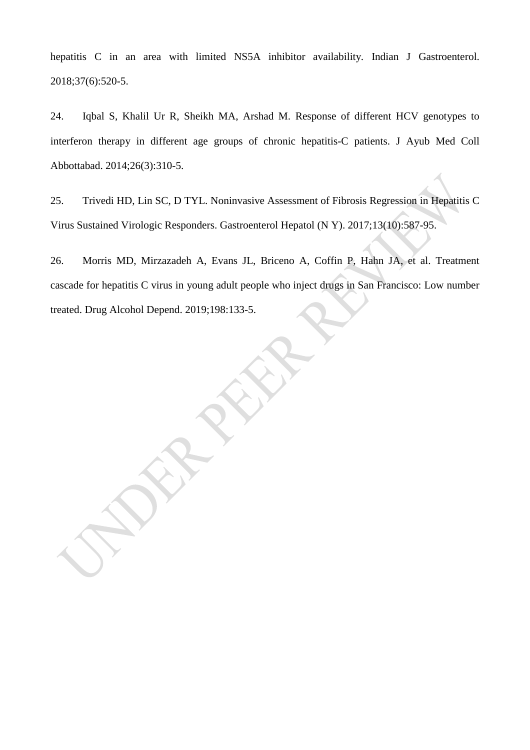hepatitis C in an area with limited NS5A inhibitor availability. Indian J Gastroenterol. 2018;37(6):520-5.

24. Iqbal S, Khalil Ur R, Sheikh MA, Arshad M. Response of different HCV genotypes to interferon therapy in different age groups of chronic hepatitis-C patients. J Ayub Med Coll Abbottabad. 2014;26(3):310-5.

25. Trivedi HD, Lin SC, D TYL. Noninvasive Assessment of Fibrosis Regression in Hepatitis C Virus Sustained Virologic Responders. Gastroenterol Hepatol (N Y). 2017;13(10):587-95.

26. Morris MD, Mirzazadeh A, Evans JL, Briceno A, Coffin P, Hahn JA, et al. Treatment cascade for hepatitis C virus in young adult people who inject drugs in San Francisco: Low number treated. Drug Alcohol Depend. 2019;198:133-5.